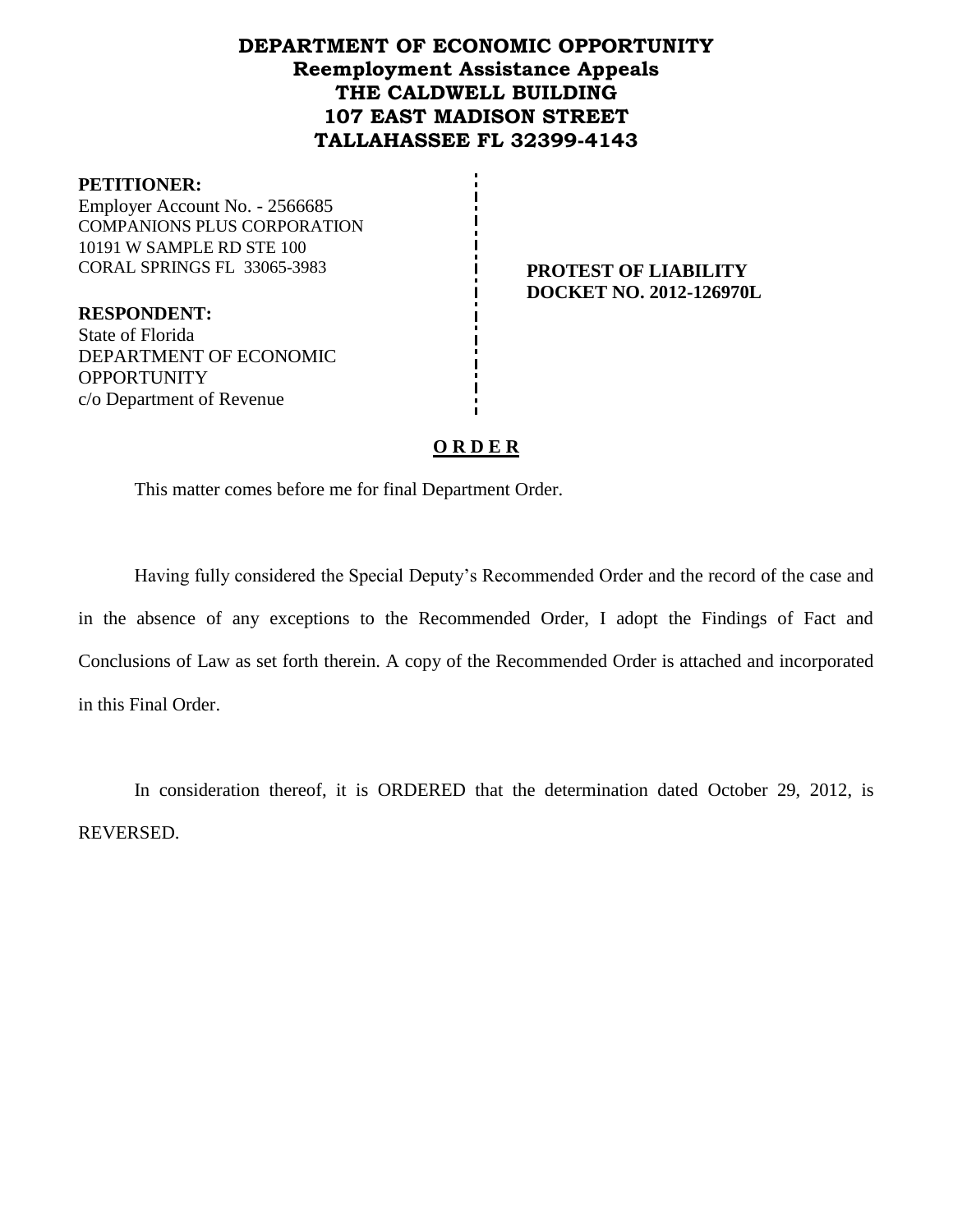# DEPARTMENT OF ECONOMIC OPPORTUNITY
## Reemployment Assistance Appeals
## THE CALDWELL BUILDING
## 107 EAST MADISON STREET
## TALLAHASSEE FL 32399-4143

**PETITIONER:**
Employer Account No. - 2566685
COMPANIONS PLUS CORPORATION
10191 W SAMPLE RD STE 100
CORAL SPRINGS FL 33065-3983

**RESPONDENT:**
State of Florida
DEPARTMENT OF ECONOMIC OPPORTUNITY
c/o Department of Revenue

**PROTEST OF LIABILITY**
**DOCKET NO. 2012-126970L**

## O R D E R

This matter comes before me for final Department Order.

Having fully considered the Special Deputy's Recommended Order and the record of the case and in the absence of any exceptions to the Recommended Order, I adopt the Findings of Fact and Conclusions of Law as set forth therein. A copy of the Recommended Order is attached and incorporated in this Final Order.

In consideration thereof, it is ORDERED that the determination dated October 29, 2012, is REVERSED.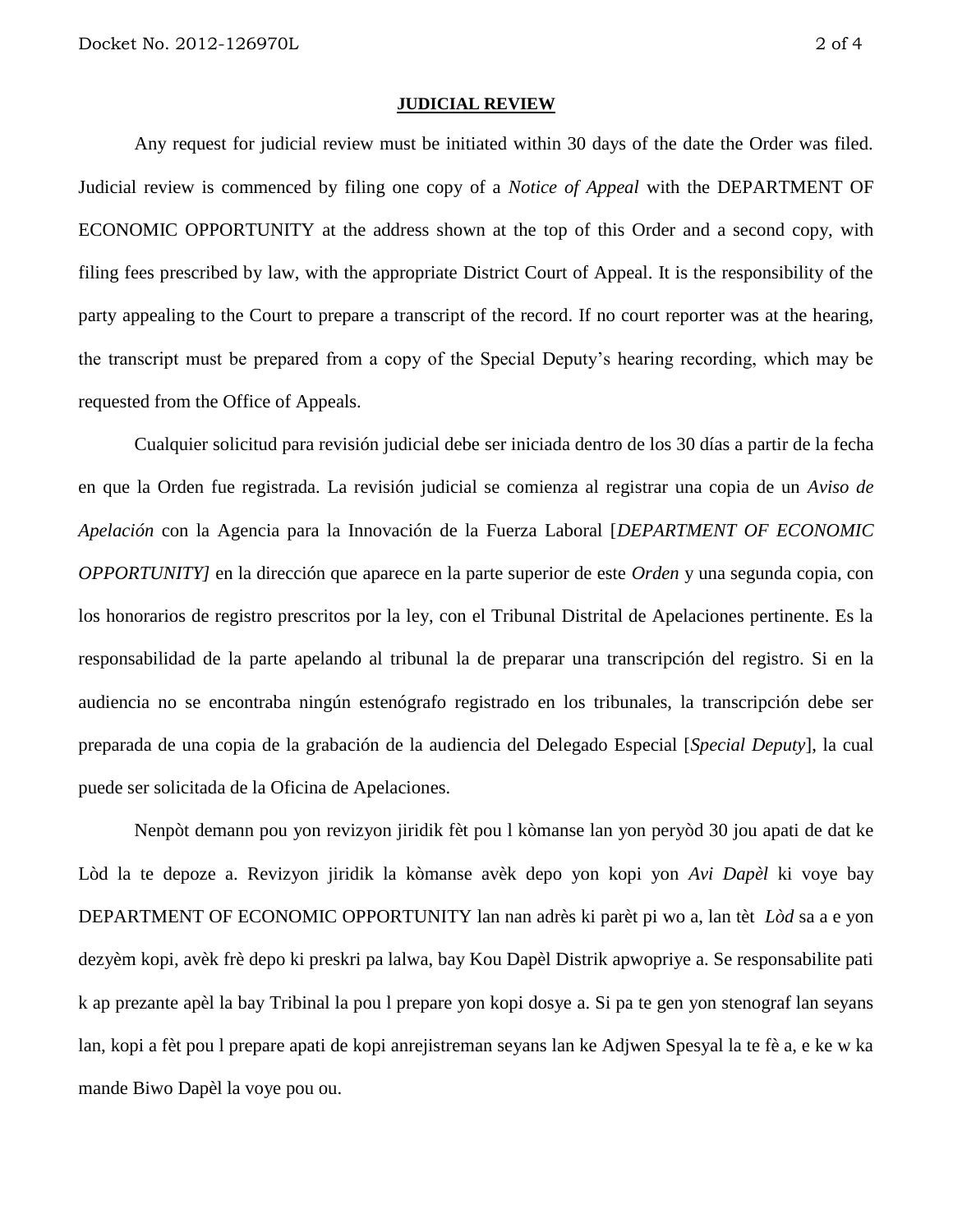## JUDICIAL REVIEW

Any request for judicial review must be initiated within 30 days of the date the Order was filed. Judicial review is commenced by filing one copy of a *Notice of Appeal* with the DEPARTMENT OF ECONOMIC OPPORTUNITY at the address shown at the top of this Order and a second copy, with filing fees prescribed by law, with the appropriate District Court of Appeal. It is the responsibility of the party appealing to the Court to prepare a transcript of the record. If no court reporter was at the hearing, the transcript must be prepared from a copy of the Special Deputy's hearing recording, which may be requested from the Office of Appeals.

Cualquier solicitud para revisión judicial debe ser iniciada dentro de los 30 días a partir de la fecha en que la Orden fue registrada. La revisión judicial se comienza al registrar una copia de un *Aviso de Apelación* con la Agencia para la Innovación de la Fuerza Laboral [*DEPARTMENT OF ECONOMIC OPPORTUNITY]* en la dirección que aparece en la parte superior de este *Orden* y una segunda copia, con los honorarios de registro prescritos por la ley, con el Tribunal Distrital de Apelaciones pertinente. Es la responsabilidad de la parte apelando al tribunal la de preparar una transcripción del registro. Si en la audiencia no se encontraba ningún estenógrafo registrado en los tribunales, la transcripción debe ser preparada de una copia de la grabación de la audiencia del Delegado Especial [*Special Deputy*], la cual puede ser solicitada de la Oficina de Apelaciones.

Nenpòt demann pou yon revizyon jiridik fèt pou l kòmanse lan yon peryòd 30 jou apati de dat ke Lòd la te depoze a. Revizyon jiridik la kòmanse avèk depo yon kopi yon *Avi Dapèl* ki voye bay DEPARTMENT OF ECONOMIC OPPORTUNITY lan nan adrès ki parèt pi wo a, lan tèt *Lòd* sa a e yon dezyèm kopi, avèk frè depo ki preskri pa lalwa, bay Kou Dapèl Distrik apwopriye a. Se responsabilite pati k ap prezante apèl la bay Tribinal la pou l prepare yon kopi dosye a. Si pa te gen yon stenograf lan seyans lan, kopi a fèt pou l prepare apati de kopi anrejistreman seyans lan ke Adjwen Spesyal la te fè a, e ke w ka mande Biwo Dapèl la voye pou ou.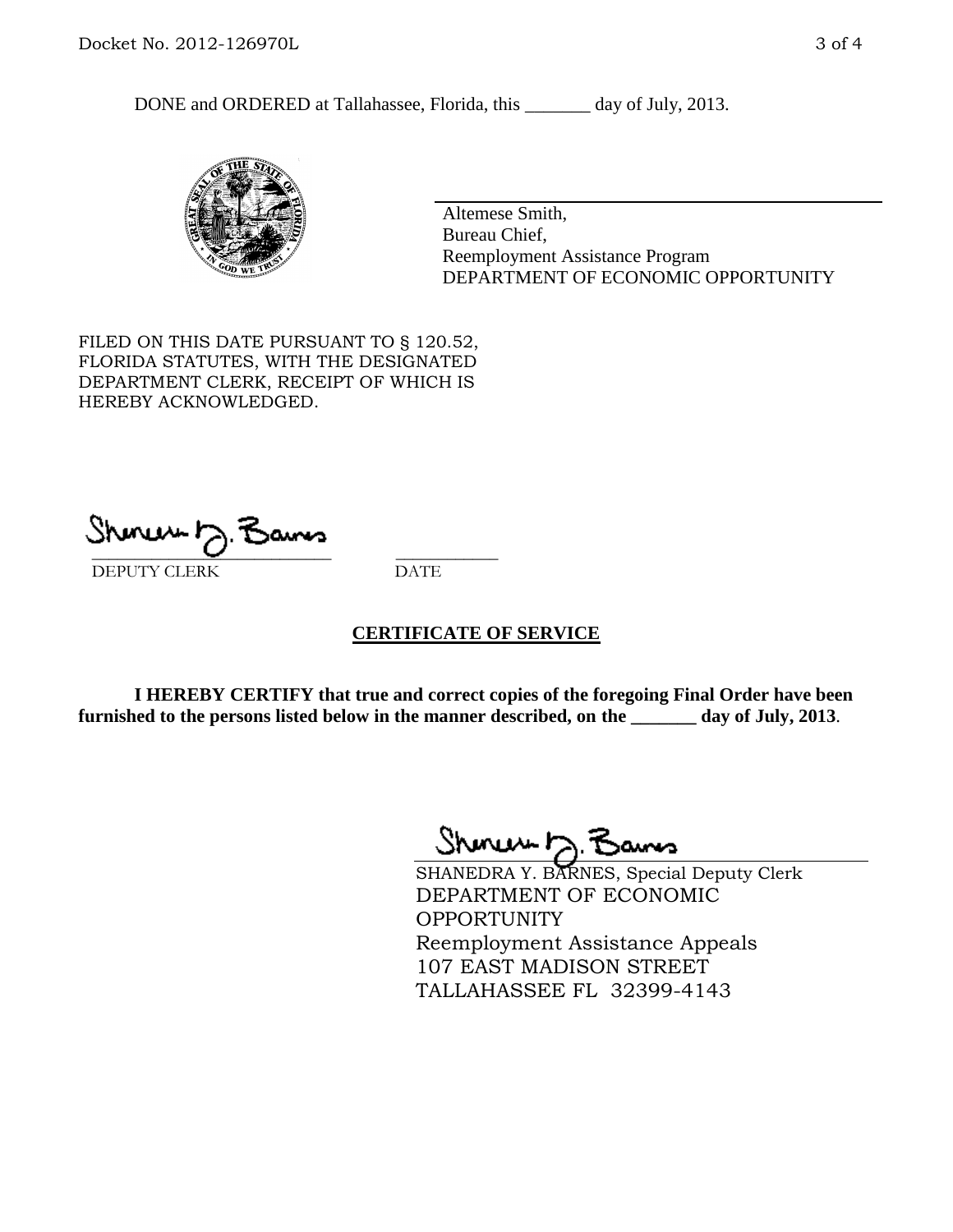DONE and ORDERED at Tallahassee, Florida, this _______ day of July, 2013.

Altemese Smith,
Bureau Chief,
Reemployment Assistance Program
DEPARTMENT OF ECONOMIC OPPORTUNITY

FILED ON THIS DATE PURSUANT TO § 120.52, FLORIDA STATUTES, WITH THE DESIGNATED DEPARTMENT CLERK, RECEIPT OF WHICH IS HEREBY ACKNOWLEDGED.

_____________________________ ___________
DEPUTY CLERK DATE

## CERTIFICATE OF SERVICE

**I HEREBY CERTIFY that true and correct copies of the foregoing Final Order have been furnished to the persons listed below in the manner described, on the _______ day of July, 2013.**

SHANEDRA Y. BARNES, Special Deputy Clerk
DEPARTMENT OF ECONOMIC OPPORTUNITY
Reemployment Assistance Appeals
107 EAST MADISON STREET
TALLAHASSEE FL 32399-4143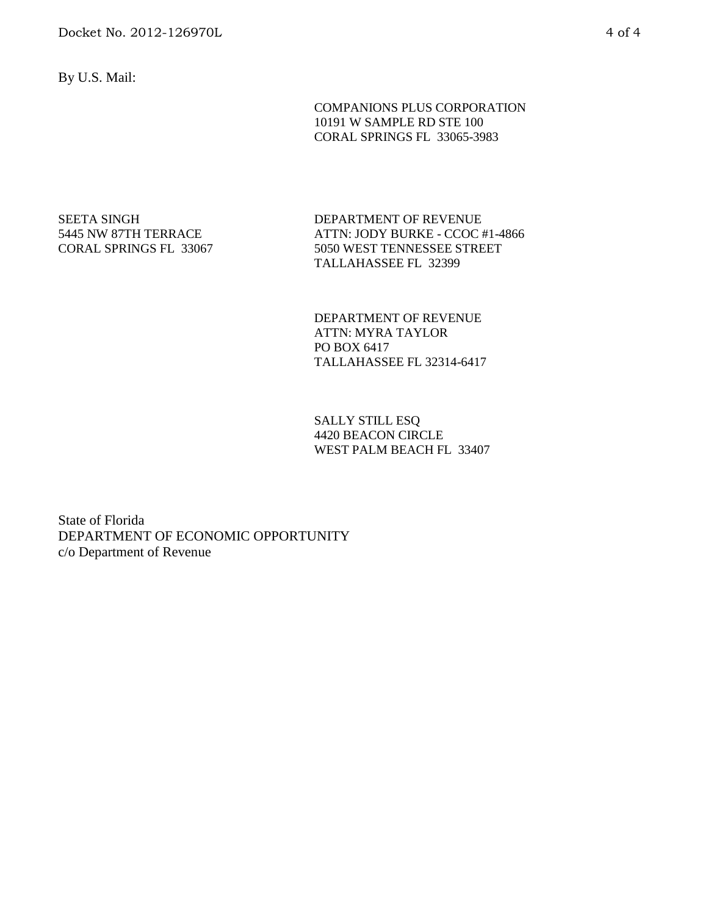By U.S. Mail:

COMPANIONS PLUS CORPORATION
10191 W SAMPLE RD STE 100
CORAL SPRINGS FL 33065-3983

SEETA SINGH
5445 NW 87TH TERRACE
CORAL SPRINGS FL 33067

DEPARTMENT OF REVENUE
ATTN: JODY BURKE - CCOC #1-4866
5050 WEST TENNESSEE STREET
TALLAHASSEE FL 32399

DEPARTMENT OF REVENUE
ATTN: MYRA TAYLOR
PO BOX 6417
TALLAHASSEE FL 32314-6417

SALLY STILL ESQ
4420 BEACON CIRCLE
WEST PALM BEACH FL 33407

State of Florida
DEPARTMENT OF ECONOMIC OPPORTUNITY
c/o Department of Revenue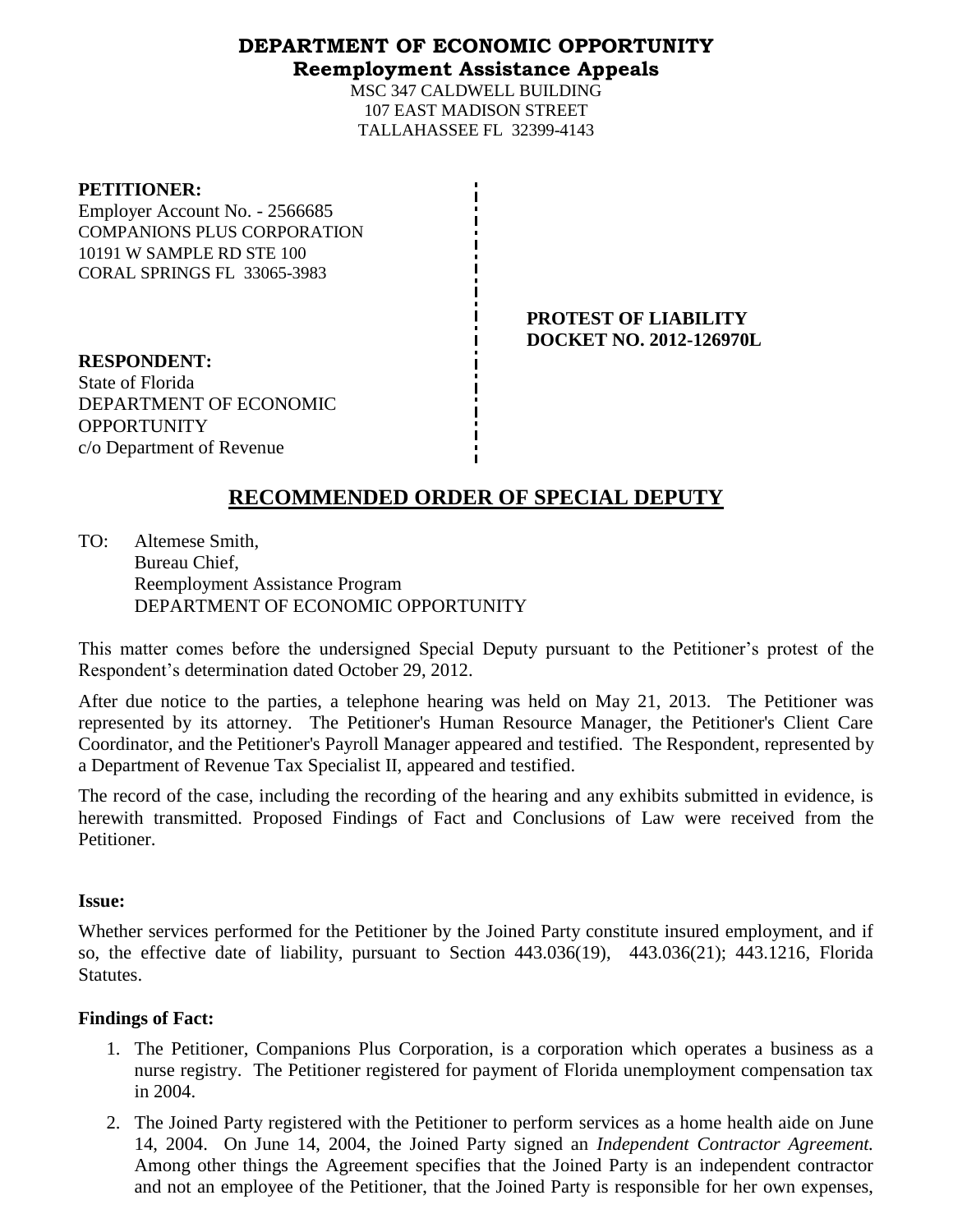**DEPARTMENT OF ECONOMIC OPPORTUNITY**
**Reemployment Assistance Appeals**

MSC 347 CALDWELL BUILDING
107 EAST MADISON STREET
TALLAHASSEE FL 32399-4143

**PETITIONER:**
Employer Account No. - 2566685
COMPANIONS PLUS CORPORATION
10191 W SAMPLE RD STE 100
CORAL SPRINGS FL 33065-3983

**PROTEST OF LIABILITY**
**DOCKET NO. 2012-126970L**

**RESPONDENT:**
State of Florida
DEPARTMENT OF ECONOMIC OPPORTUNITY
c/o Department of Revenue

# RECOMMENDED ORDER OF SPECIAL DEPUTY

TO: Altemese Smith,
Bureau Chief,
Reemployment Assistance Program
DEPARTMENT OF ECONOMIC OPPORTUNITY

This matter comes before the undersigned Special Deputy pursuant to the Petitioner's protest of the Respondent's determination dated October 29, 2012.

After due notice to the parties, a telephone hearing was held on May 21, 2013. The Petitioner was represented by its attorney. The Petitioner's Human Resource Manager, the Petitioner's Client Care Coordinator, and the Petitioner's Payroll Manager appeared and testified. The Respondent, represented by a Department of Revenue Tax Specialist II, appeared and testified.

The record of the case, including the recording of the hearing and any exhibits submitted in evidence, is herewith transmitted. Proposed Findings of Fact and Conclusions of Law were received from the Petitioner.

**Issue:**

Whether services performed for the Petitioner by the Joined Party constitute insured employment, and if so, the effective date of liability, pursuant to Section 443.036(19), 443.036(21); 443.1216, Florida Statutes.

**Findings of Fact:**

1. The Petitioner, Companions Plus Corporation, is a corporation which operates a business as a nurse registry. The Petitioner registered for payment of Florida unemployment compensation tax in 2004.
2. The Joined Party registered with the Petitioner to perform services as a home health aide on June 14, 2004. On June 14, 2004, the Joined Party signed an *Independent Contractor Agreement.* Among other things the Agreement specifies that the Joined Party is an independent contractor and not an employee of the Petitioner, that the Joined Party is responsible for her own expenses,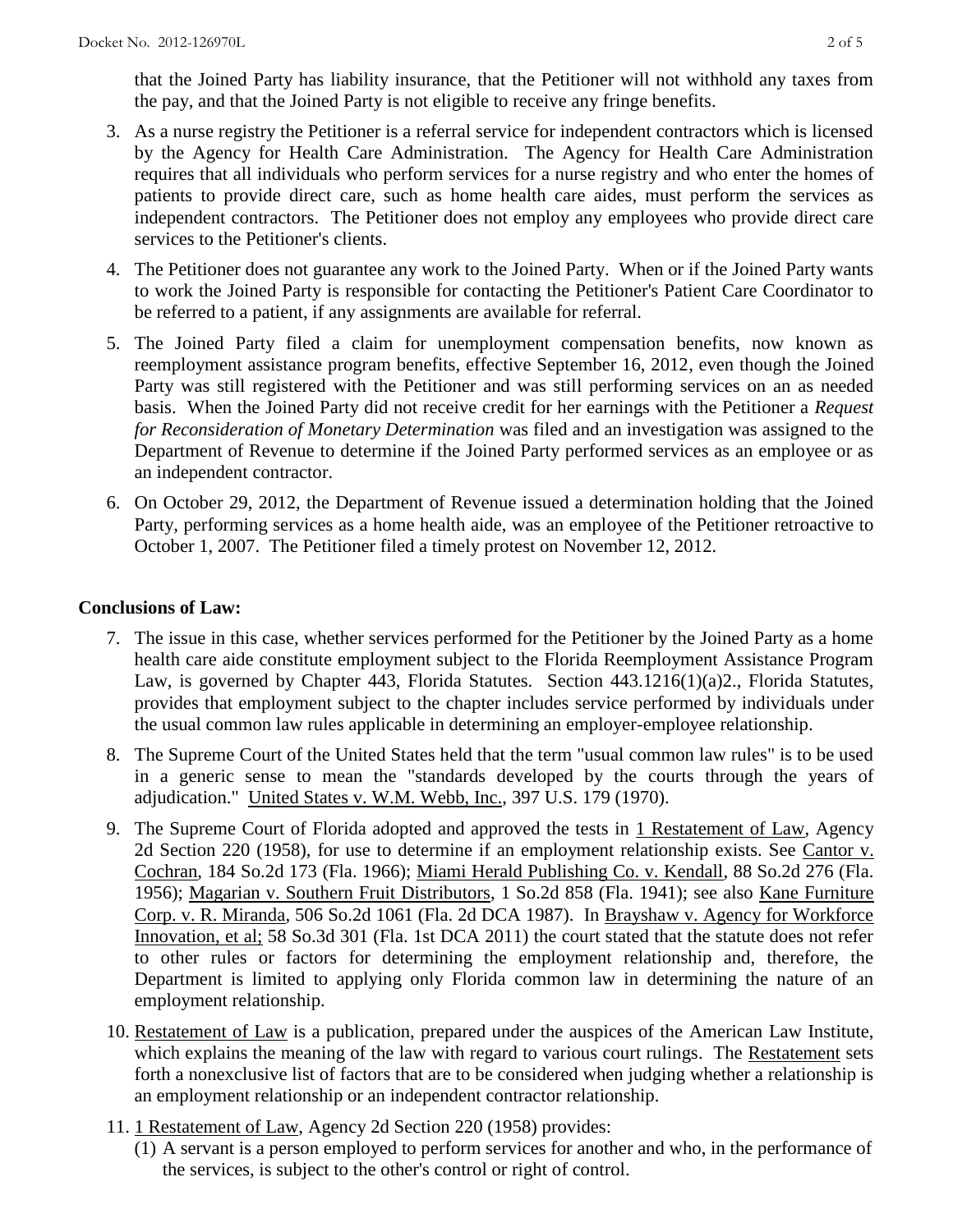that the Joined Party has liability insurance, that the Petitioner will not withhold any taxes from the pay, and that the Joined Party is not eligible to receive any fringe benefits.

3. As a nurse registry the Petitioner is a referral service for independent contractors which is licensed by the Agency for Health Care Administration. The Agency for Health Care Administration requires that all individuals who perform services for a nurse registry and who enter the homes of patients to provide direct care, such as home health care aides, must perform the services as independent contractors. The Petitioner does not employ any employees who provide direct care services to the Petitioner's clients.

4. The Petitioner does not guarantee any work to the Joined Party. When or if the Joined Party wants to work the Joined Party is responsible for contacting the Petitioner's Patient Care Coordinator to be referred to a patient, if any assignments are available for referral.

5. The Joined Party filed a claim for unemployment compensation benefits, now known as reemployment assistance program benefits, effective September 16, 2012, even though the Joined Party was still registered with the Petitioner and was still performing services on an as needed basis. When the Joined Party did not receive credit for her earnings with the Petitioner a *Request for Reconsideration of Monetary Determination* was filed and an investigation was assigned to the Department of Revenue to determine if the Joined Party performed services as an employee or as an independent contractor.

6. On October 29, 2012, the Department of Revenue issued a determination holding that the Joined Party, performing services as a home health aide, was an employee of the Petitioner retroactive to October 1, 2007. The Petitioner filed a timely protest on November 12, 2012.

**Conclusions of Law:**

7. The issue in this case, whether services performed for the Petitioner by the Joined Party as a home health care aide constitute employment subject to the Florida Reemployment Assistance Program Law, is governed by Chapter 443, Florida Statutes. Section 443.1216(1)(a)2., Florida Statutes, provides that employment subject to the chapter includes service performed by individuals under the usual common law rules applicable in determining an employer-employee relationship.

8. The Supreme Court of the United States held that the term "usual common law rules" is to be used in a generic sense to mean the "standards developed by the courts through the years of adjudication." United States v. W.M. Webb, Inc., 397 U.S. 179 (1970).

9. The Supreme Court of Florida adopted and approved the tests in 1 Restatement of Law, Agency 2d Section 220 (1958), for use to determine if an employment relationship exists. See Cantor v. Cochran, 184 So.2d 173 (Fla. 1966); Miami Herald Publishing Co. v. Kendall, 88 So.2d 276 (Fla. 1956); Magarian v. Southern Fruit Distributors, 1 So.2d 858 (Fla. 1941); see also Kane Furniture Corp. v. R. Miranda, 506 So.2d 1061 (Fla. 2d DCA 1987). In Brayshaw v. Agency for Workforce Innovation, et al; 58 So.3d 301 (Fla. 1st DCA 2011) the court stated that the statute does not refer to other rules or factors for determining the employment relationship and, therefore, the Department is limited to applying only Florida common law in determining the nature of an employment relationship.

10. Restatement of Law is a publication, prepared under the auspices of the American Law Institute, which explains the meaning of the law with regard to various court rulings. The Restatement sets forth a nonexclusive list of factors that are to be considered when judging whether a relationship is an employment relationship or an independent contractor relationship.

11. 1 Restatement of Law, Agency 2d Section 220 (1958) provides:
    (1) A servant is a person employed to perform services for another and who, in the performance of the services, is subject to the other's control or right of control.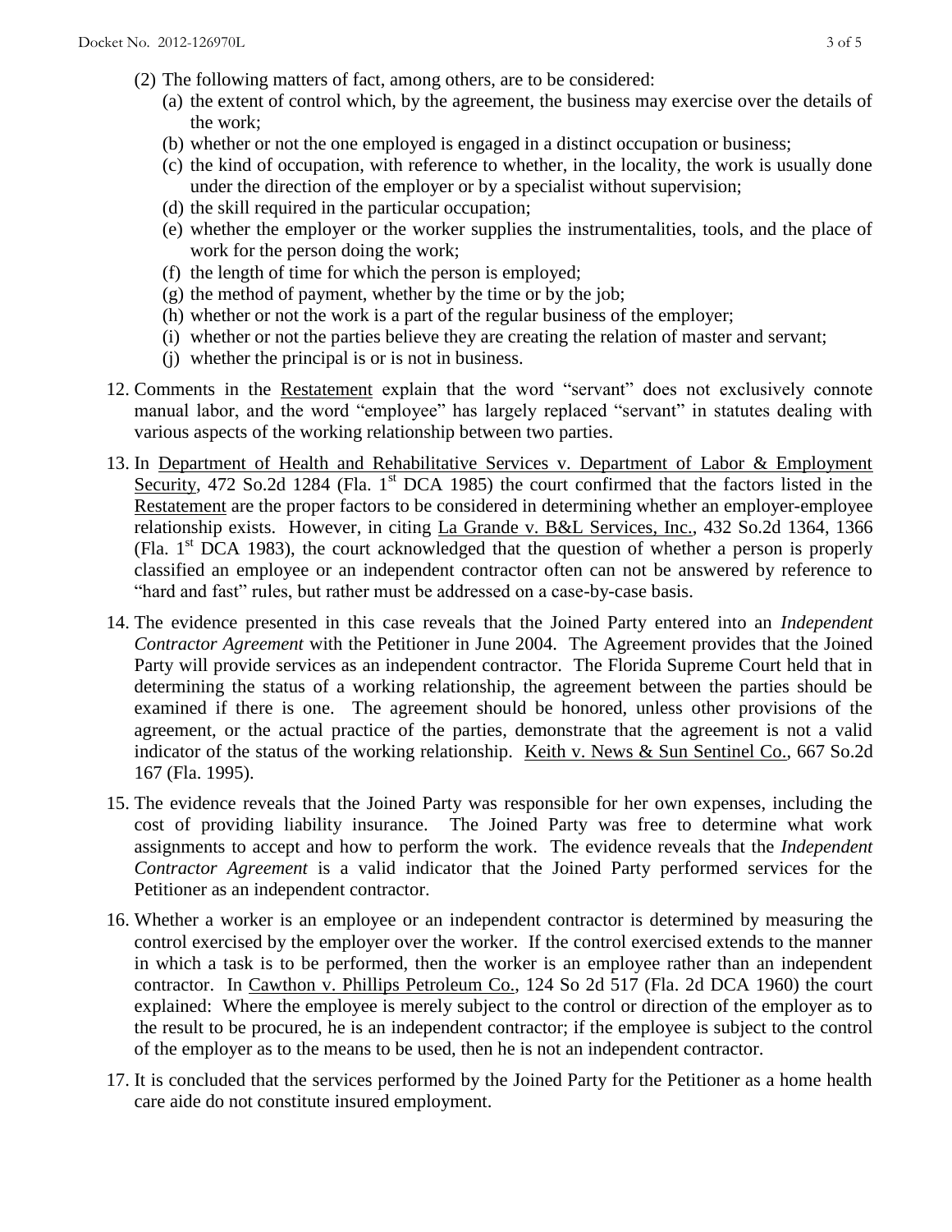(2) The following matters of fact, among others, are to be considered:

(a) the extent of control which, by the agreement, the business may exercise over the details of the work;

(b) whether or not the one employed is engaged in a distinct occupation or business;

(c) the kind of occupation, with reference to whether, in the locality, the work is usually done under the direction of the employer or by a specialist without supervision;

(d) the skill required in the particular occupation;

(e) whether the employer or the worker supplies the instrumentalities, tools, and the place of work for the person doing the work;

(f) the length of time for which the person is employed;

(g) the method of payment, whether by the time or by the job;

(h) whether or not the work is a part of the regular business of the employer;

(i) whether or not the parties believe they are creating the relation of master and servant;

(j) whether the principal is or is not in business.

12. Comments in the Restatement explain that the word "servant" does not exclusively connote manual labor, and the word "employee" has largely replaced "servant" in statutes dealing with various aspects of the working relationship between two parties.

13. In Department of Health and Rehabilitative Services v. Department of Labor & Employment Security, 472 So.2d 1284 (Fla. 1st DCA 1985) the court confirmed that the factors listed in the Restatement are the proper factors to be considered in determining whether an employer-employee relationship exists. However, in citing La Grande v. B&L Services, Inc., 432 So.2d 1364, 1366 (Fla. 1st DCA 1983), the court acknowledged that the question of whether a person is properly classified an employee or an independent contractor often can not be answered by reference to "hard and fast" rules, but rather must be addressed on a case-by-case basis.

14. The evidence presented in this case reveals that the Joined Party entered into an *Independent Contractor Agreement* with the Petitioner in June 2004. The Agreement provides that the Joined Party will provide services as an independent contractor. The Florida Supreme Court held that in determining the status of a working relationship, the agreement between the parties should be examined if there is one. The agreement should be honored, unless other provisions of the agreement, or the actual practice of the parties, demonstrate that the agreement is not a valid indicator of the status of the working relationship. Keith v. News & Sun Sentinel Co., 667 So.2d 167 (Fla. 1995).

15. The evidence reveals that the Joined Party was responsible for her own expenses, including the cost of providing liability insurance. The Joined Party was free to determine what work assignments to accept and how to perform the work. The evidence reveals that the *Independent Contractor Agreement* is a valid indicator that the Joined Party performed services for the Petitioner as an independent contractor.

16. Whether a worker is an employee or an independent contractor is determined by measuring the control exercised by the employer over the worker. If the control exercised extends to the manner in which a task is to be performed, then the worker is an employee rather than an independent contractor. In Cawthon v. Phillips Petroleum Co., 124 So 2d 517 (Fla. 2d DCA 1960) the court explained: Where the employee is merely subject to the control or direction of the employer as to the result to be procured, he is an independent contractor; if the employee is subject to the control of the employer as to the means to be used, then he is not an independent contractor.

17. It is concluded that the services performed by the Joined Party for the Petitioner as a home health care aide do not constitute insured employment.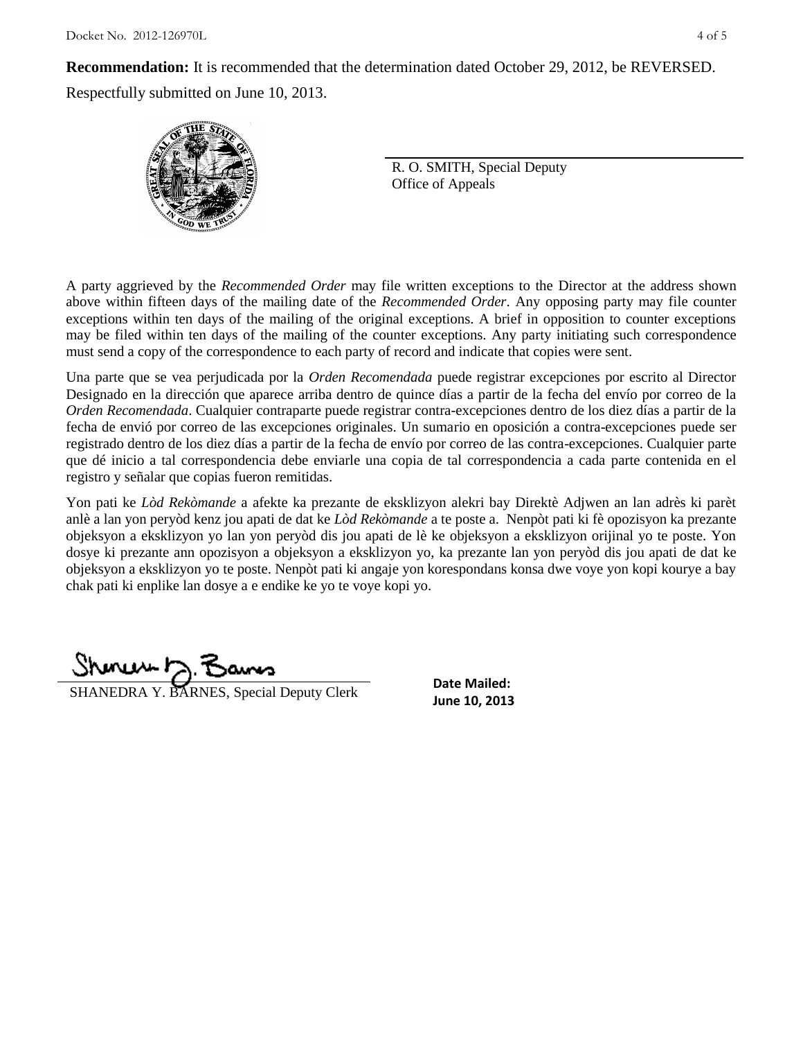**Recommendation:** It is recommended that the determination dated October 29, 2012, be REVERSED.

Respectfully submitted on June 10, 2013.

R. O. SMITH, Special Deputy
Office of Appeals

A party aggrieved by the *Recommended Order* may file written exceptions to the Director at the address shown above within fifteen days of the mailing date of the *Recommended Order*. Any opposing party may file counter exceptions within ten days of the mailing of the original exceptions. A brief in opposition to counter exceptions may be filed within ten days of the mailing of the counter exceptions. Any party initiating such correspondence must send a copy of the correspondence to each party of record and indicate that copies were sent.

Una parte que se vea perjudicada por la *Orden Recomendada* puede registrar excepciones por escrito al Director Designado en la dirección que aparece arriba dentro de quince días a partir de la fecha del envío por correo de la *Orden Recomendada*. Cualquier contraparte puede registrar contra-excepciones dentro de los diez días a partir de la fecha de envió por correo de las excepciones originales. Un sumario en oposición a contra-excepciones puede ser registrado dentro de los diez días a partir de la fecha de envío por correo de las contra-excepciones. Cualquier parte que dé inicio a tal correspondencia debe enviarle una copia de tal correspondencia a cada parte contenida en el registro y señalar que copias fueron remitidas.

Yon pati ke *Lòd Rekòmande* a afekte ka prezante de eksklizyon alekri bay Direktè Adjwen an lan adrès ki parèt anlè a lan yon peryòd kenz jou apati de dat ke *Lòd Rekòmande* a te poste a. Nenpòt pati ki fè opozisyon ka prezante objeksyon a eksklizyon yo lan yon peryòd dis jou apati de lè ke objeksyon a eksklizyon orijinal yo te poste. Yon dosye ki prezante ann opozisyon a objeksyon a eksklizyon yo, ka prezante lan yon peryòd dis jou apati de dat ke objeksyon a eksklizyon yo te poste. Nenpòt pati ki angaje yon korespondans konsa dwe voye yon kopi kourye a bay chak pati ki enplike lan dosye a e endike ke yo te voye kopi yo.

SHANEDRA Y. BARNES, Special Deputy Clerk

**Date Mailed:**
**June 10, 2013**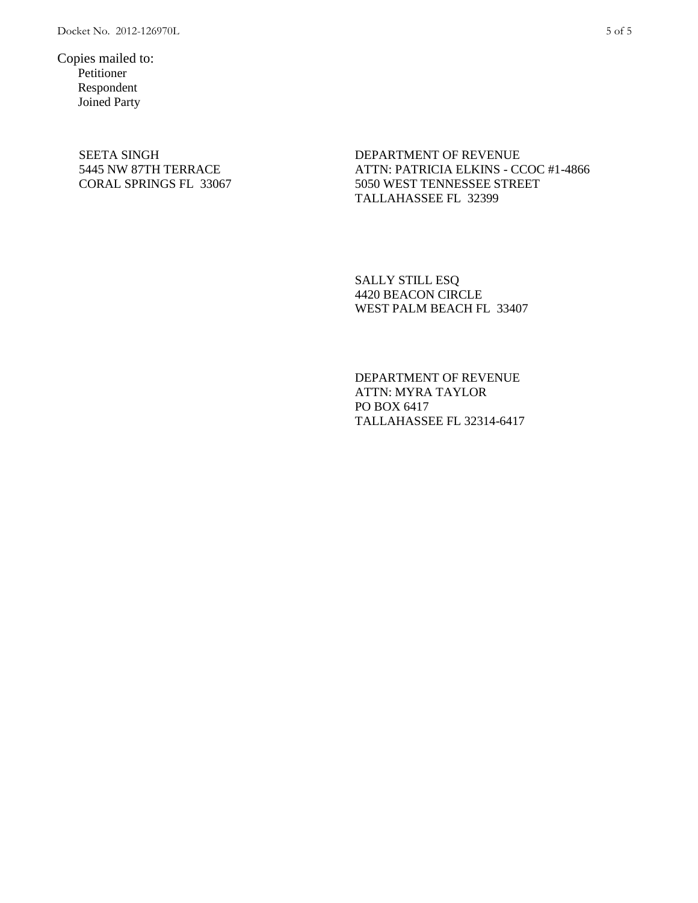Copies mailed to:
Petitioner
Respondent
Joined Party

SEETA SINGH
5445 NW 87TH TERRACE
CORAL SPRINGS FL 33067

DEPARTMENT OF REVENUE
ATTN: PATRICIA ELKINS - CCOC #1-4866
5050 WEST TENNESSEE STREET
TALLAHASSEE FL 32399

SALLY STILL ESQ
4420 BEACON CIRCLE
WEST PALM BEACH FL 33407

DEPARTMENT OF REVENUE
ATTN: MYRA TAYLOR
PO BOX 6417
TALLAHASSEE FL 32314-6417